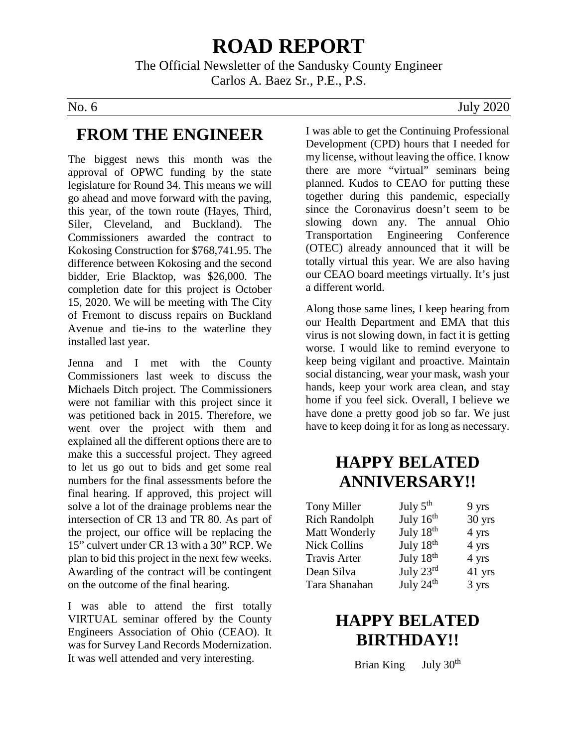# ROAD REPORT

The Official Newsletter of the Sandusky County Engineer
Carlos A. Baez Sr., P.E., P.S.

No. 6 July 2020

## FROM THE ENGINEER

The biggest news this month was the approval of OPWC funding by the state legislature for Round 34. This means we will go ahead and move forward with the paving, this year, of the town route (Hayes, Third, Siler, Cleveland, and Buckland). The Commissioners awarded the contract to Kokosing Construction for $768,741.95. The difference between Kokosing and the second bidder, Erie Blacktop, was $26,000. The completion date for this project is October 15, 2020. We will be meeting with The City of Fremont to discuss repairs on Buckland Avenue and tie-ins to the waterline they installed last year.

Jenna and I met with the County Commissioners last week to discuss the Michaels Ditch project. The Commissioners were not familiar with this project since it was petitioned back in 2015. Therefore, we went over the project with them and explained all the different options there are to make this a successful project. They agreed to let us go out to bids and get some real numbers for the final assessments before the final hearing. If approved, this project will solve a lot of the drainage problems near the intersection of CR 13 and TR 80. As part of the project, our office will be replacing the 15" culvert under CR 13 with a 30" RCP. We plan to bid this project in the next few weeks. Awarding of the contract will be contingent on the outcome of the final hearing.

I was able to attend the first totally VIRTUAL seminar offered by the County Engineers Association of Ohio (CEAO). It was for Survey Land Records Modernization. It was well attended and very interesting. I was able to get the Continuing Professional Development (CPD) hours that I needed for my license, without leaving the office. I know there are more "virtual" seminars being planned. Kudos to CEAO for putting these together during this pandemic, especially since the Coronavirus doesn't seem to be slowing down any. The annual Ohio Transportation Engineering Conference (OTEC) already announced that it will be totally virtual this year. We are also having our CEAO board meetings virtually. It's just a different world.

Along those same lines, I keep hearing from our Health Department and EMA that this virus is not slowing down, in fact it is getting worse. I would like to remind everyone to keep being vigilant and proactive. Maintain social distancing, wear your mask, wash your hands, keep your work area clean, and stay home if you feel sick. Overall, I believe we have done a pretty good job so far. We just have to keep doing it for as long as necessary.

## HAPPY BELATED ANNIVERSARY!!

| | | |
|---|---|---|
| Tony Miller | July 5th | 9 yrs |
| Rich Randolph | July 16th | 30 yrs |
| Matt Wonderly | July 18th | 4 yrs |
| Nick Collins | July 18th | 4 yrs |
| Travis Arter | July 18th | 4 yrs |
| Dean Silva | July 23rd | 41 yrs |
| Tara Shanahan | July 24th | 3 yrs |

## HAPPY BELATED BIRTHDAY!!

Brian King July 30th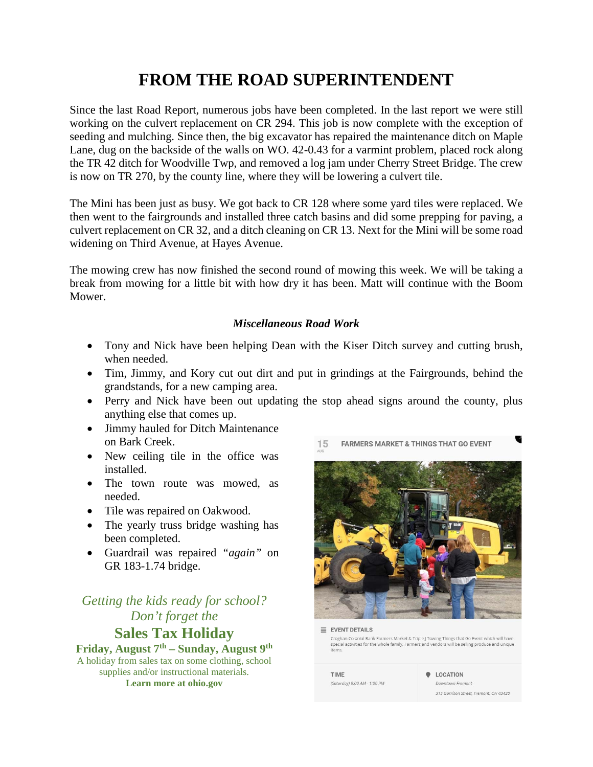# FROM THE ROAD SUPERINTENDENT

Since the last Road Report, numerous jobs have been completed. In the last report we were still working on the culvert replacement on CR 294. This job is now complete with the exception of seeding and mulching. Since then, the big excavator has repaired the maintenance ditch on Maple Lane, dug on the backside of the walls on WO. 42-0.43 for a varmint problem, placed rock along the TR 42 ditch for Woodville Twp, and removed a log jam under Cherry Street Bridge. The crew is now on TR 270, by the county line, where they will be lowering a culvert tile.

The Mini has been just as busy. We got back to CR 128 where some yard tiles were replaced. We then went to the fairgrounds and installed three catch basins and did some prepping for paving, a culvert replacement on CR 32, and a ditch cleaning on CR 13. Next for the Mini will be some road widening on Third Avenue, at Hayes Avenue.

The mowing crew has now finished the second round of mowing this week. We will be taking a break from mowing for a little bit with how dry it has been. Matt will continue with the Boom Mower.

### *Miscellaneous Road Work*

- Tony and Nick have been helping Dean with the Kiser Ditch survey and cutting brush, when needed.
- Tim, Jimmy, and Kory cut out dirt and put in grindings at the Fairgrounds, behind the grandstands, for a new camping area.
- Perry and Nick have been out updating the stop ahead signs around the county, plus anything else that comes up.
- Jimmy hauled for Ditch Maintenance on Bark Creek.
- New ceiling tile in the office was installed.
- The town route was mowed, as needed.
- Tile was repaired on Oakwood.
- The yearly truss bridge washing has been completed.
- Guardrail was repaired *"again"* on GR 183-1.74 bridge.

*Getting the kids ready for school?*
*Don't forget the*

**Sales Tax Holiday**

**Friday, August 7th – Sunday, August 9th**

A holiday from sales tax on some clothing, school supplies and/or instructional materials.

**Learn more at ohio.gov**

15 AUG **FARMERS MARKET & THINGS THAT GO EVENT**

EVENT DETAILS

Croghan Colonial Bank Farmers Market & Triple J Towing Things that Go Event which will have special activities for the whole family. Farmers and vendors will be selling produce and unique items.

TIME
(Saturday) 9:00 AM - 1:00 PM

LOCATION
Downtown Fremont
315 Garrison Street, Fremont, OH 43420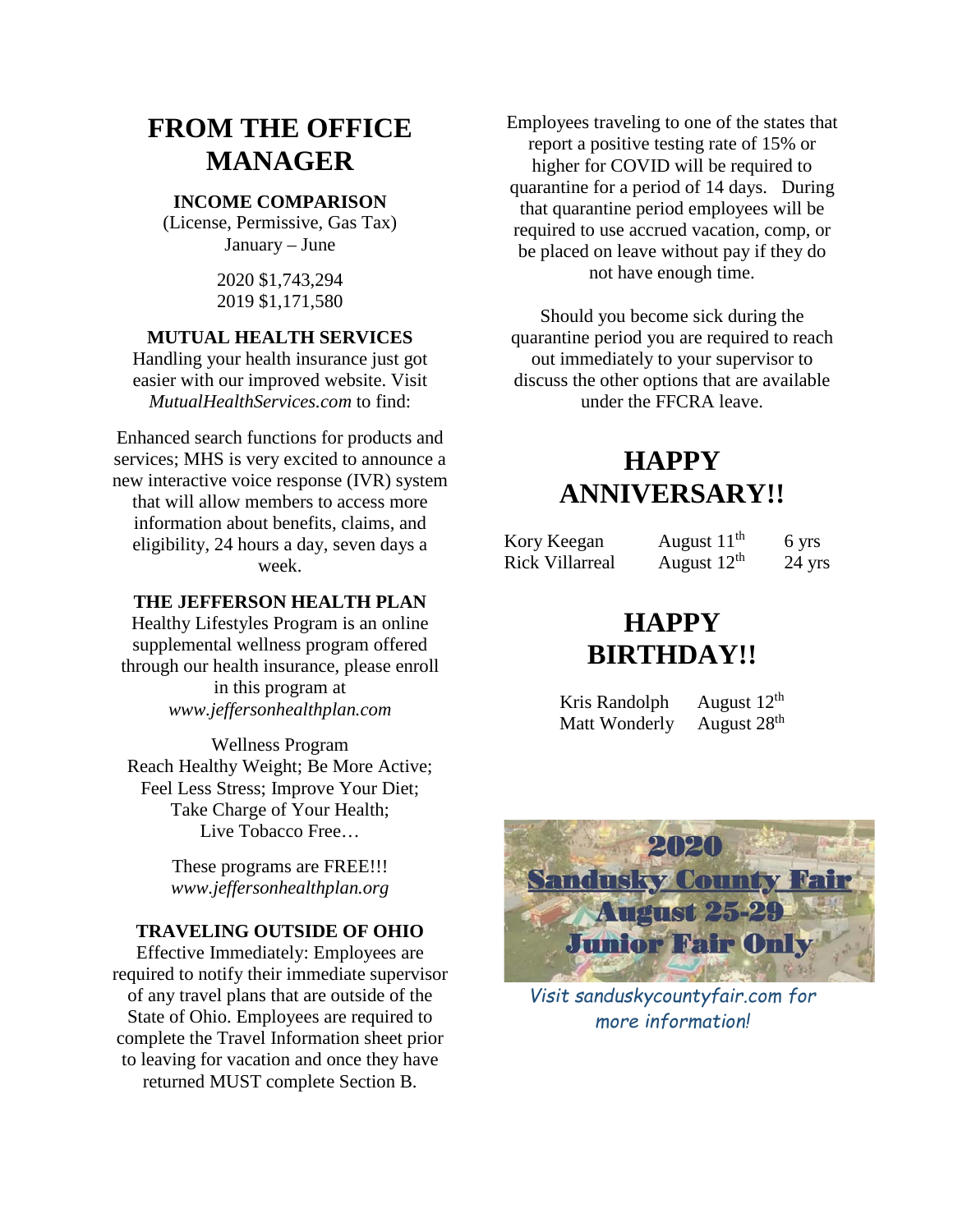# FROM THE OFFICE MANAGER

### INCOME COMPARISON

(License, Permissive, Gas Tax)
January – June

2020 $1,743,294
2019 $1,171,580

### MUTUAL HEALTH SERVICES

Handling your health insurance just got easier with our improved website. Visit *MutualHealthServices.com* to find:

Enhanced search functions for products and services; MHS is very excited to announce a new interactive voice response (IVR) system that will allow members to access more information about benefits, claims, and eligibility, 24 hours a day, seven days a week.

### THE JEFFERSON HEALTH PLAN

Healthy Lifestyles Program is an online supplemental wellness program offered through our health insurance, please enroll in this program at *www.jeffersonhealthplan.com*

Wellness Program
Reach Healthy Weight; Be More Active; Feel Less Stress; Improve Your Diet; Take Charge of Your Health; Live Tobacco Free…

These programs are FREE!!!
*www.jeffersonhealthplan.org*

### TRAVELING OUTSIDE OF OHIO

Effective Immediately: Employees are required to notify their immediate supervisor of any travel plans that are outside of the State of Ohio. Employees are required to complete the Travel Information sheet prior to leaving for vacation and once they have returned MUST complete Section B.

Employees traveling to one of the states that report a positive testing rate of 15% or higher for COVID will be required to quarantine for a period of 14 days. During that quarantine period employees will be required to use accrued vacation, comp, or be placed on leave without pay if they do not have enough time.

Should you become sick during the quarantine period you are required to reach out immediately to your supervisor to discuss the other options that are available under the FFCRA leave.

# HAPPY ANNIVERSARY!!

| | | |
|---|---|---|
| Kory Keegan | August 11th | 6 yrs |
| Rick Villarreal | August 12th | 24 yrs |

# HAPPY BIRTHDAY!!

| | |
|---|---|
| Kris Randolph | August 12th |
| Matt Wonderly | August 28th |

2020
Sandusky County Fair
August 25-29
Junior Fair Only

*Visit sanduskycountyfair.com for more information!*